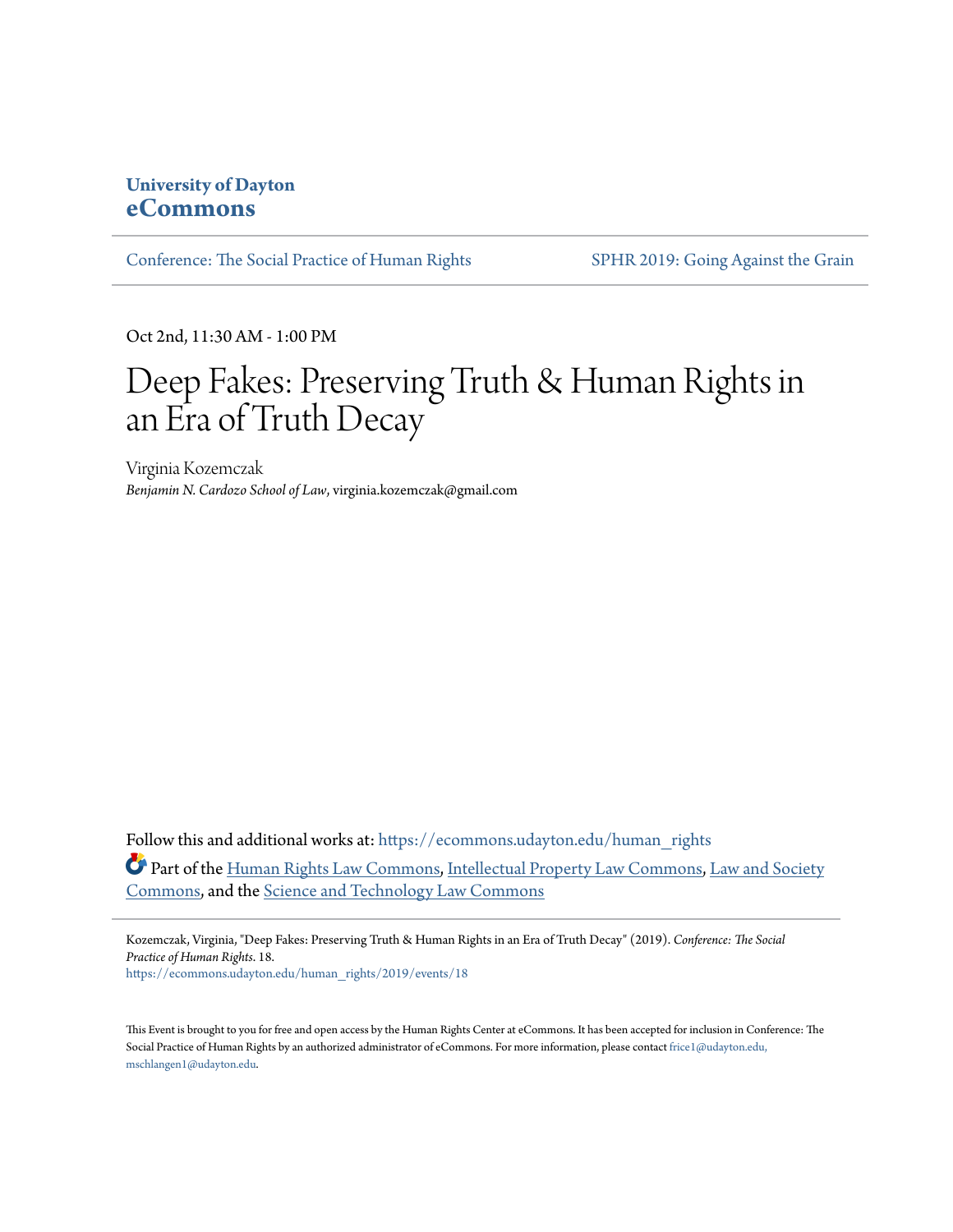**University of Dayton**
**eCommons**

Conference: The Social Practice of Human Rights | SPHR 2019: Going Against the Grain

Oct 2nd, 11:30 AM - 1:00 PM

# Deep Fakes: Preserving Truth & Human Rights in an Era of Truth Decay

Virginia Kozemczak
*Benjamin N. Cardozo School of Law*, virginia.kozemczak@gmail.com

Follow this and additional works at: https://ecommons.udayton.edu/human_rights

Part of the Human Rights Law Commons, Intellectual Property Law Commons, Law and Society Commons, and the Science and Technology Law Commons

Kozemczak, Virginia, "Deep Fakes: Preserving Truth & Human Rights in an Era of Truth Decay" (2019). *Conference: The Social Practice of Human Rights*. 18.
https://ecommons.udayton.edu/human_rights/2019/events/18

This Event is brought to you for free and open access by the Human Rights Center at eCommons. It has been accepted for inclusion in Conference: The Social Practice of Human Rights by an authorized administrator of eCommons. For more information, please contact frice1@udayton.edu, mschlangen1@udayton.edu.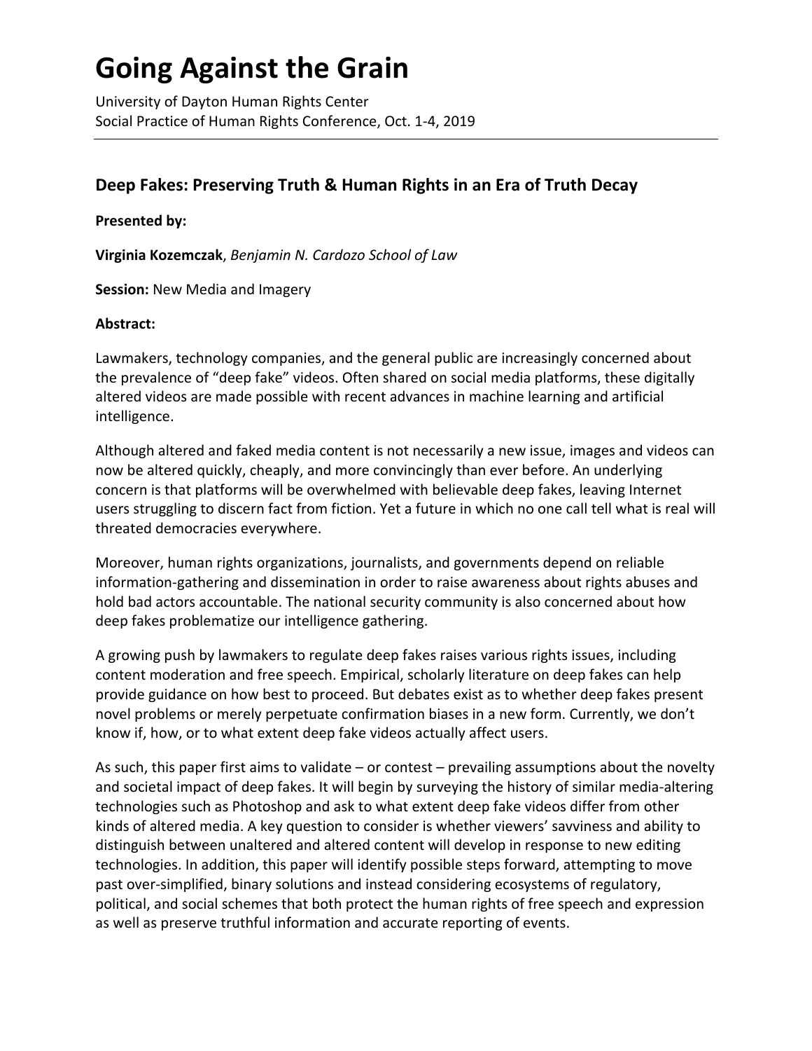# Going Against the Grain

University of Dayton Human Rights Center
Social Practice of Human Rights Conference, Oct. 1-4, 2019

---

## Deep Fakes: Preserving Truth & Human Rights in an Era of Truth Decay

**Presented by:**

**Virginia Kozemczak**, *Benjamin N. Cardozo School of Law*

**Session:** New Media and Imagery

**Abstract:**

Lawmakers, technology companies, and the general public are increasingly concerned about the prevalence of "deep fake" videos. Often shared on social media platforms, these digitally altered videos are made possible with recent advances in machine learning and artificial intelligence.

Although altered and faked media content is not necessarily a new issue, images and videos can now be altered quickly, cheaply, and more convincingly than ever before. An underlying concern is that platforms will be overwhelmed with believable deep fakes, leaving Internet users struggling to discern fact from fiction. Yet a future in which no one call tell what is real will threated democracies everywhere.

Moreover, human rights organizations, journalists, and governments depend on reliable information-gathering and dissemination in order to raise awareness about rights abuses and hold bad actors accountable. The national security community is also concerned about how deep fakes problematize our intelligence gathering.

A growing push by lawmakers to regulate deep fakes raises various rights issues, including content moderation and free speech. Empirical, scholarly literature on deep fakes can help provide guidance on how best to proceed. But debates exist as to whether deep fakes present novel problems or merely perpetuate confirmation biases in a new form. Currently, we don't know if, how, or to what extent deep fake videos actually affect users.

As such, this paper first aims to validate – or contest – prevailing assumptions about the novelty and societal impact of deep fakes. It will begin by surveying the history of similar media-altering technologies such as Photoshop and ask to what extent deep fake videos differ from other kinds of altered media. A key question to consider is whether viewers' savviness and ability to distinguish between unaltered and altered content will develop in response to new editing technologies. In addition, this paper will identify possible steps forward, attempting to move past over-simplified, binary solutions and instead considering ecosystems of regulatory, political, and social schemes that both protect the human rights of free speech and expression as well as preserve truthful information and accurate reporting of events.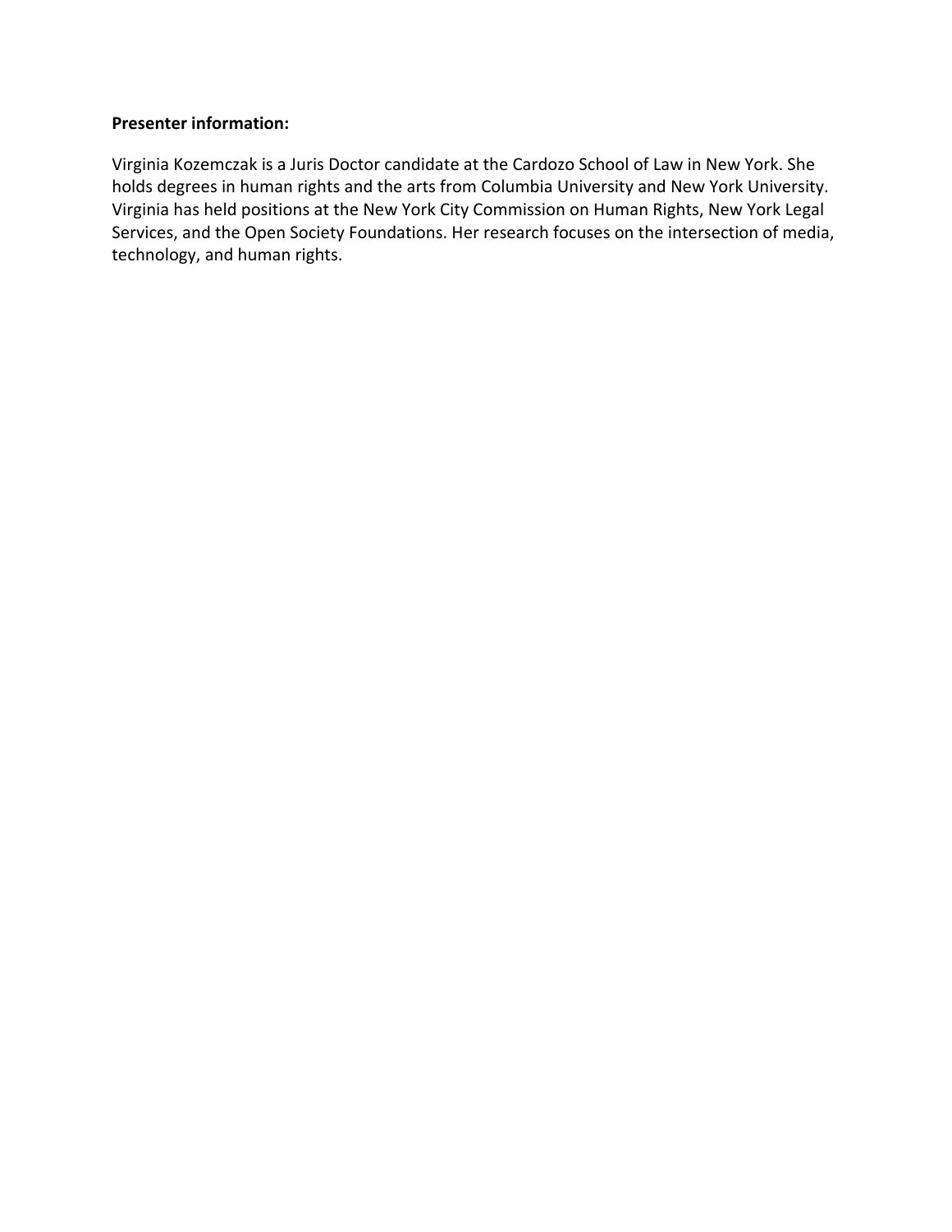**Presenter information:**

Virginia Kozemczak is a Juris Doctor candidate at the Cardozo School of Law in New York. She holds degrees in human rights and the arts from Columbia University and New York University. Virginia has held positions at the New York City Commission on Human Rights, New York Legal Services, and the Open Society Foundations. Her research focuses on the intersection of media, technology, and human rights.